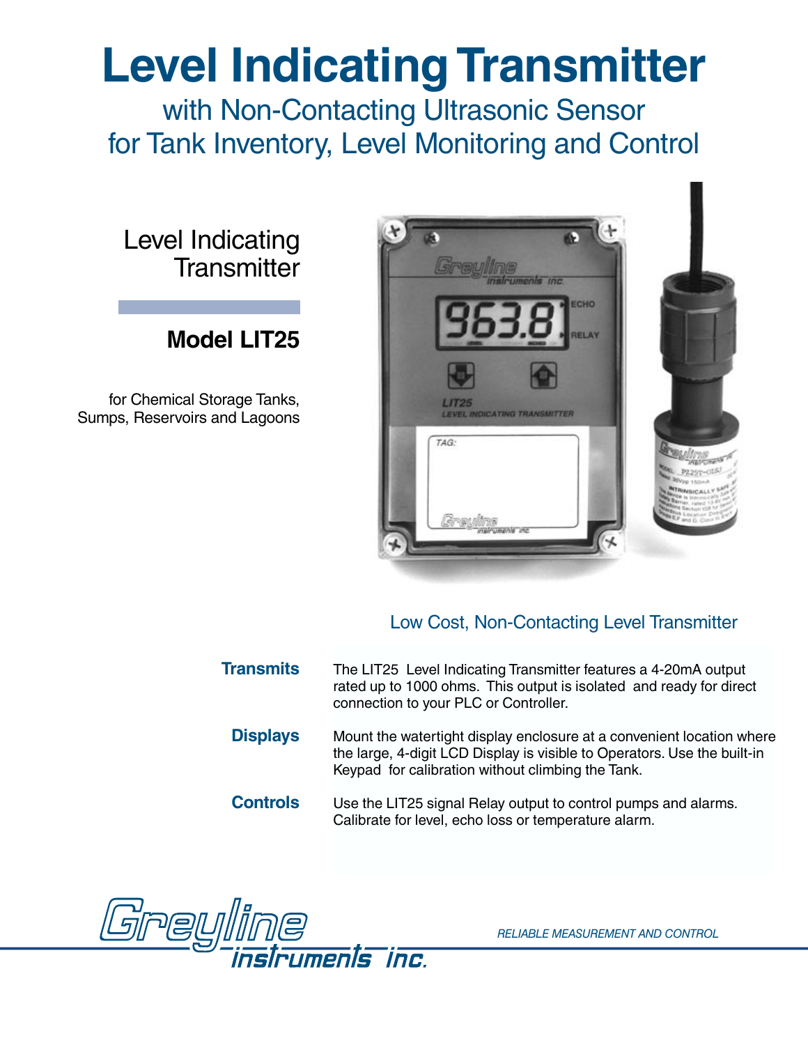# Level Indicating Transmitter

## with Non-Contacting Ultrasonic Sensor for Tank Inventory, Level Monitoring and Control

Level Indicating Transmitter

**Model LIT25**

for Chemical Storage Tanks, Sumps, Reservoirs and Lagoons

### Low Cost, Non-Contacting Level Transmitter

**Transmits**

The LIT25 Level Indicating Transmitter features a 4-20mA output rated up to 1000 ohms. This output is isolated and ready for direct connection to your PLC or Controller.

**Displays**

Mount the watertight display enclosure at a convenient location where the large, 4-digit LCD Display is visible to Operators. Use the built-in Keypad for calibration without climbing the Tank.

**Controls**

Use the LIT25 signal Relay output to control pumps and alarms. Calibrate for level, echo loss or temperature alarm.

Greyline instruments inc.

*RELIABLE MEASUREMENT AND CONTROL*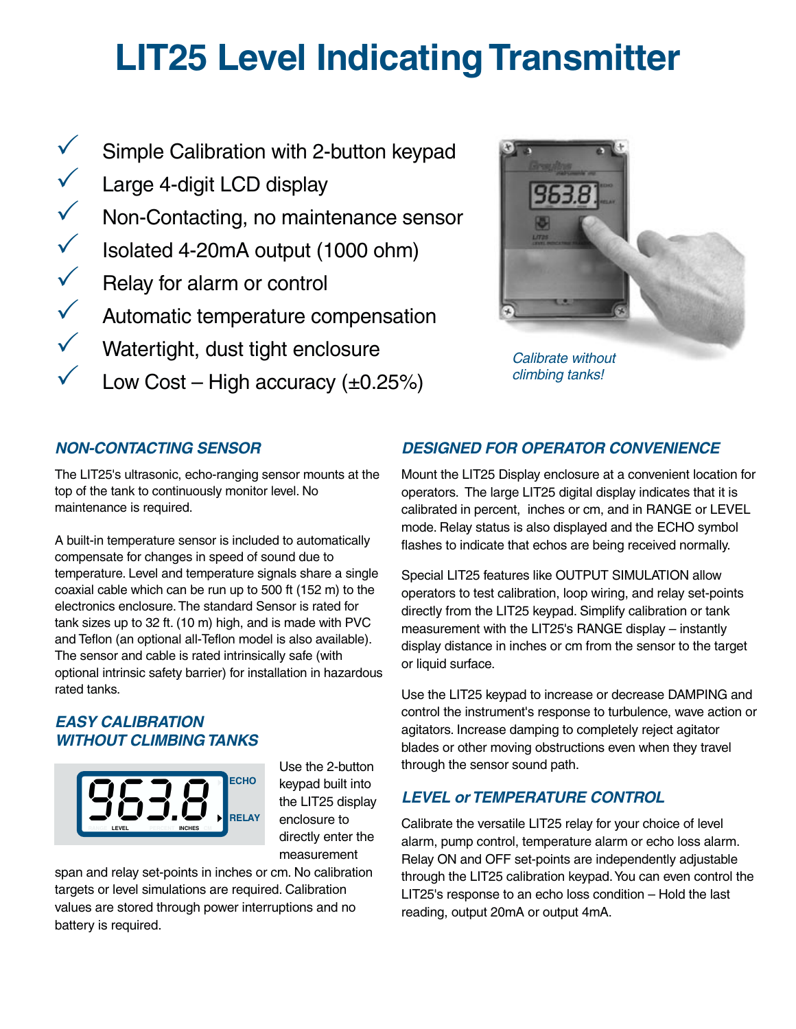# LIT25 Level Indicating Transmitter

- ✓ Simple Calibration with 2-button keypad
- ✓ Large 4-digit LCD display
- ✓ Non-Contacting, no maintenance sensor
- ✓ Isolated 4-20mA output (1000 ohm)
- ✓ Relay for alarm or control
- ✓ Automatic temperature compensation
- ✓ Watertight, dust tight enclosure
- ✓ Low Cost – High accuracy (±0.25%)

*Calibrate without climbing tanks!*

### NON-CONTACTING SENSOR

The LIT25's ultrasonic, echo-ranging sensor mounts at the top of the tank to continuously monitor level. No maintenance is required.

A built-in temperature sensor is included to automatically compensate for changes in speed of sound due to temperature. Level and temperature signals share a single coaxial cable which can be run up to 500 ft (152 m) to the electronics enclosure. The standard Sensor is rated for tank sizes up to 32 ft. (10 m) high, and is made with PVC and Teflon (an optional all-Teflon model is also available). The sensor and cable is rated intrinsically safe (with optional intrinsic safety barrier) for installation in hazardous rated tanks.

### EASY CALIBRATION WITHOUT CLIMBING TANKS

Use the 2-button keypad built into the LIT25 display enclosure to directly enter the measurement span and relay set-points in inches or cm. No calibration targets or level simulations are required. Calibration values are stored through power interruptions and no battery is required.

### DESIGNED FOR OPERATOR CONVENIENCE

Mount the LIT25 Display enclosure at a convenient location for operators. The large LIT25 digital display indicates that it is calibrated in percent, inches or cm, and in RANGE or LEVEL mode. Relay status is also displayed and the ECHO symbol flashes to indicate that echos are being received normally.

Special LIT25 features like OUTPUT SIMULATION allow operators to test calibration, loop wiring, and relay set-points directly from the LIT25 keypad. Simplify calibration or tank measurement with the LIT25's RANGE display – instantly display distance in inches or cm from the sensor to the target or liquid surface.

Use the LIT25 keypad to increase or decrease DAMPING and control the instrument's response to turbulence, wave action or agitators. Increase damping to completely reject agitator blades or other moving obstructions even when they travel through the sensor sound path.

### LEVEL or TEMPERATURE CONTROL

Calibrate the versatile LIT25 relay for your choice of level alarm, pump control, temperature alarm or echo loss alarm. Relay ON and OFF set-points are independently adjustable through the LIT25 calibration keypad. You can even control the LIT25's response to an echo loss condition – Hold the last reading, output 20mA or output 4mA.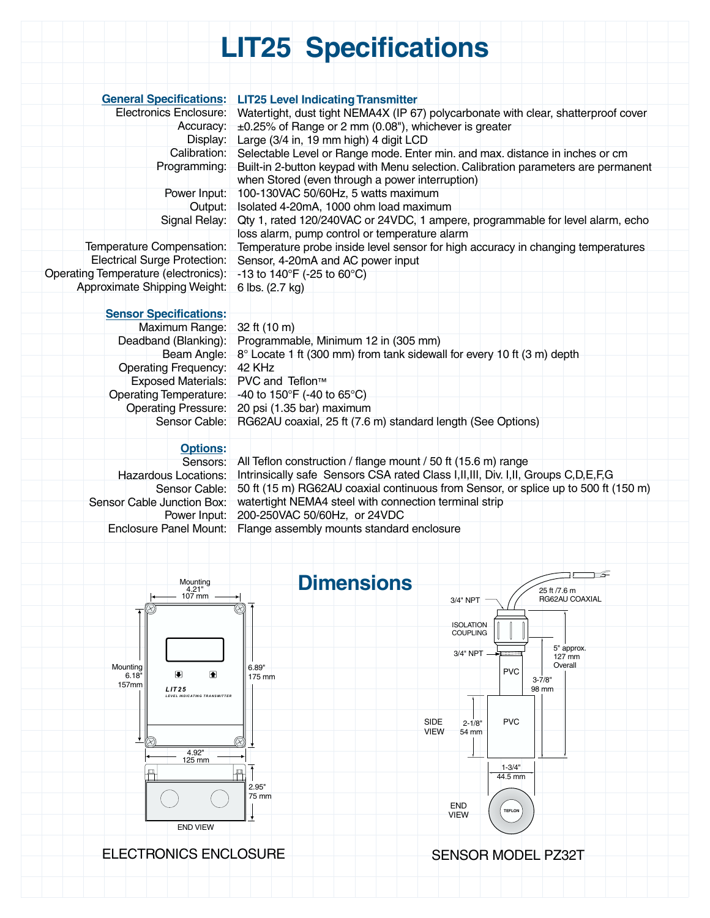# LIT25 Specifications

## General Specifications: LIT25 Level Indicating Transmitter

| | |
|---|---|
| Electronics Enclosure: | Watertight, dust tight NEMA4X (IP 67) polycarbonate with clear, shatterproof cover |
| Accuracy: | ±0.25% of Range or 2 mm (0.08"), whichever is greater |
| Display: | Large (3/4 in, 19 mm high) 4 digit LCD |
| Calibration: | Selectable Level or Range mode. Enter min. and max. distance in inches or cm |
| Programming: | Built-in 2-button keypad with Menu selection. Calibration parameters are permanent when Stored (even through a power interruption) |
| Power Input: | 100-130VAC 50/60Hz, 5 watts maximum |
| Output: | Isolated 4-20mA, 1000 ohm load maximum |
| Signal Relay: | Qty 1, rated 120/240VAC or 24VDC, 1 ampere, programmable for level alarm, echo loss alarm, pump control or temperature alarm |
| Temperature Compensation: | Temperature probe inside level sensor for high accuracy in changing temperatures |
| Electrical Surge Protection: | Sensor, 4-20mA and AC power input |
| Operating Temperature (electronics): | -13 to 140°F (-25 to 60°C) |
| Approximate Shipping Weight: | 6 lbs. (2.7 kg) |

## Sensor Specifications:

| | |
|---|---|
| Maximum Range: | 32 ft (10 m) |
| Deadband (Blanking): | Programmable, Minimum 12 in (305 mm) |
| Beam Angle: | 8° Locate 1 ft (300 mm) from tank sidewall for every 10 ft (3 m) depth |
| Operating Frequency: | 42 KHz |
| Exposed Materials: | PVC and Teflon™ |
| Operating Temperature: | -40 to 150°F (-40 to 65°C) |
| Operating Pressure: | 20 psi (1.35 bar) maximum |
| Sensor Cable: | RG62AU coaxial, 25 ft (7.6 m) standard length (See Options) |

## Options:

| | |
|---|---|
| Sensors: | All Teflon construction / flange mount / 50 ft (15.6 m) range |
| Hazardous Locations: | Intrinsically safe Sensors CSA rated Class I,II,III, Div. I,II, Groups C,D,E,F,G |
| Sensor Cable: | 50 ft (15 m) RG62AU coaxial continuous from Sensor, or splice up to 500 ft (150 m) |
| Sensor Cable Junction Box: | watertight NEMA4 steel with connection terminal strip |
| Power Input: | 200-250VAC 50/60Hz, or 24VDC |
| Enclosure Panel Mount: | Flange assembly mounts standard enclosure |

# Dimensions

Mounting 4.21" 107 mm; Mounting 6.18" 157mm; 6.89" 175 mm; 4.92" 125 mm; 2.95" 75 mm

LIT25 LEVEL INDICATING TRANSMITTER

END VIEW

ELECTRONICS ENCLOSURE

3/4" NPT; 25 ft /7.6 m RG62AU COAXIAL; ISOLATION COUPLING; 3/4" NPT; 5" approx. 127 mm Overall; PVC; 3-7/8" 98 mm; SIDE VIEW; 2-1/8" 54 mm; PVC; 1-3/4" 44.5 mm; END VIEW; TEFLON

SENSOR MODEL PZ32T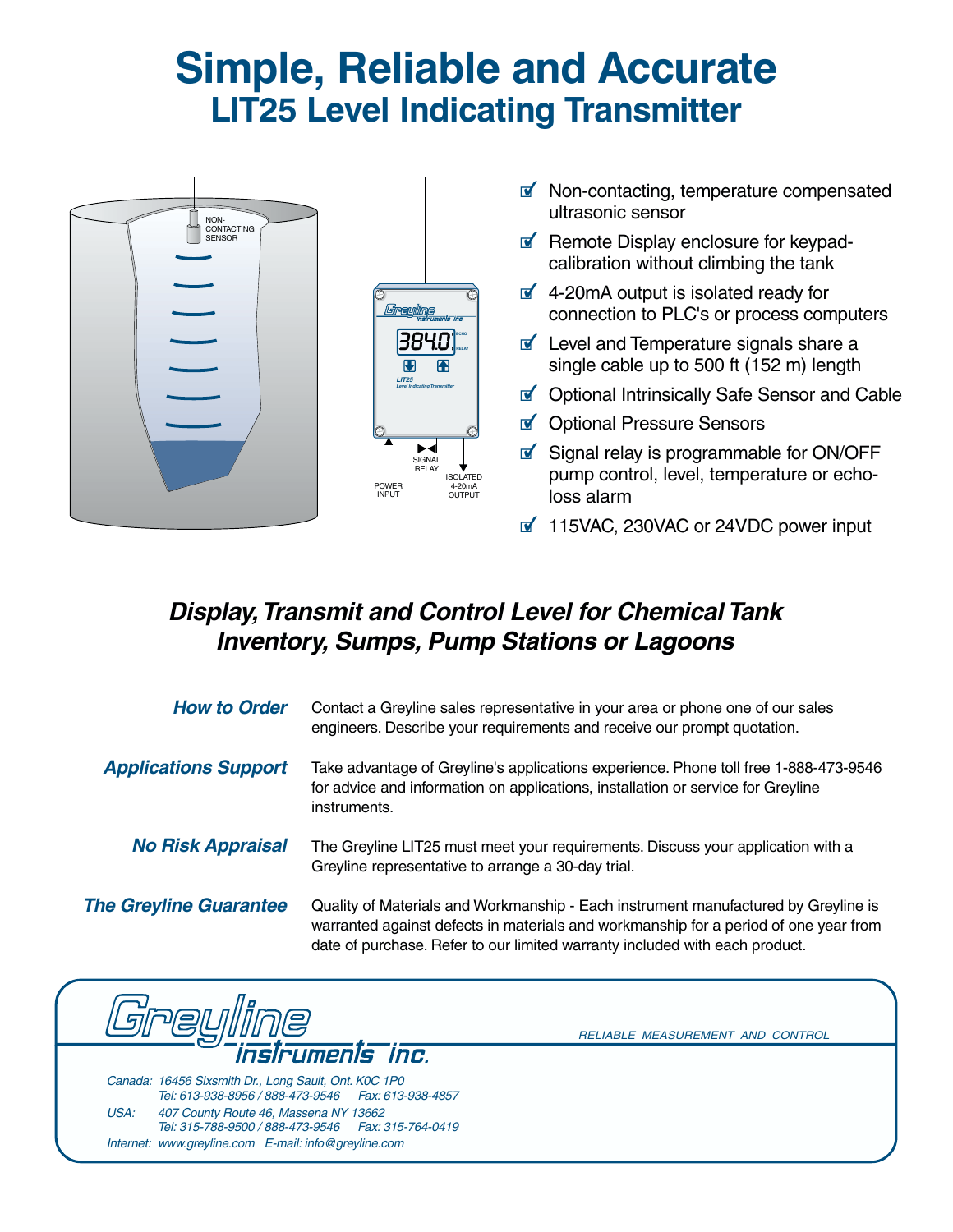# Simple, Reliable and Accurate

## LIT25 Level Indicating Transmitter

NON-CONTACTING SENSOR

Greyline Instruments Inc.

384.0

ECHO

RELAY

LIT25

Level Indicating Transmitter

POWER INPUT

SIGNAL RELAY

ISOLATED 4-20mA OUTPUT

- Non-contacting, temperature compensated ultrasonic sensor
- Remote Display enclosure for keypad-calibration without climbing the tank
- 4-20mA output is isolated ready for connection to PLC's or process computers
- Level and Temperature signals share a single cable up to 500 ft (152 m) length
- Optional Intrinsically Safe Sensor and Cable
- Optional Pressure Sensors
- Signal relay is programmable for ON/OFF pump control, level, temperature or echo-loss alarm
- 115VAC, 230VAC or 24VDC power input

### *Display, Transmit and Control Level for Chemical Tank Inventory, Sumps, Pump Stations or Lagoons*

***How to Order*** Contact a Greyline sales representative in your area or phone one of our sales engineers. Describe your requirements and receive our prompt quotation.

***Applications Support*** Take advantage of Greyline's applications experience. Phone toll free 1-888-473-9546 for advice and information on applications, installation or service for Greyline instruments.

***No Risk Appraisal*** The Greyline LIT25 must meet your requirements. Discuss your application with a Greyline representative to arrange a 30-day trial.

***The Greyline Guarantee*** Quality of Materials and Workmanship - Each instrument manufactured by Greyline is warranted against defects in materials and workmanship for a period of one year from date of purchase. Refer to our limited warranty included with each product.

**Greyline instruments inc.**

*RELIABLE MEASUREMENT AND CONTROL*

*Canada: 16456 Sixsmith Dr., Long Sault, Ont. K0C 1P0*
*Tel: 613-938-8956 / 888-473-9546 Fax: 613-938-4857*

*USA: 407 County Route 46, Massena NY 13662*
*Tel: 315-788-9500 / 888-473-9546 Fax: 315-764-0419*

*Internet: www.greyline.com E-mail: info@greyline.com*